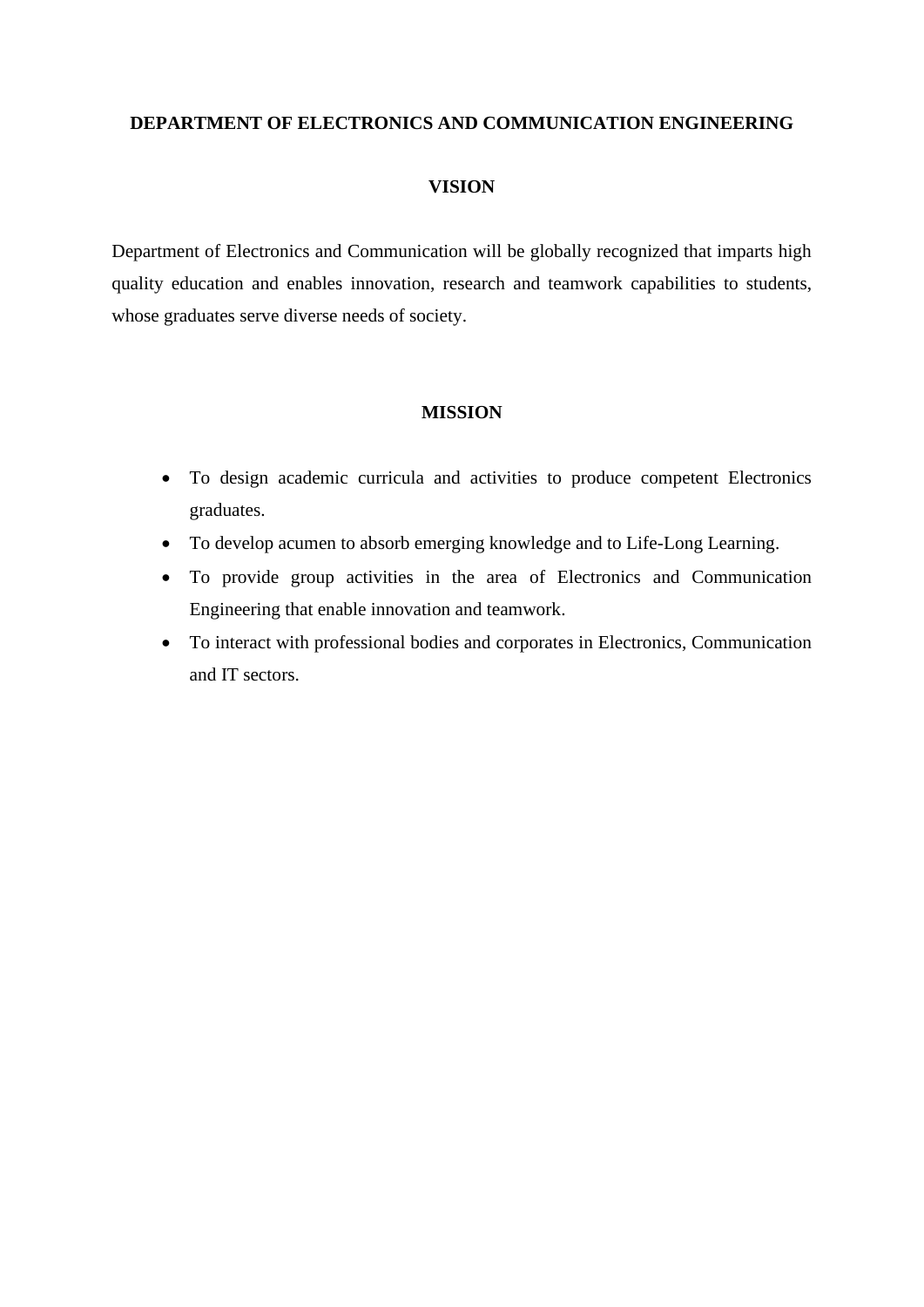# DEPARTMENT OF ELECTRONICS AND COMMUNICATION ENGINEERING

## VISION

Department of Electronics and Communication will be globally recognized that imparts high quality education and enables innovation, research and teamwork capabilities to students, whose graduates serve diverse needs of society.

## MISSION

- To design academic curricula and activities to produce competent Electronics graduates.
- To develop acumen to absorb emerging knowledge and to Life-Long Learning.
- To provide group activities in the area of Electronics and Communication Engineering that enable innovation and teamwork.
- To interact with professional bodies and corporates in Electronics, Communication and IT sectors.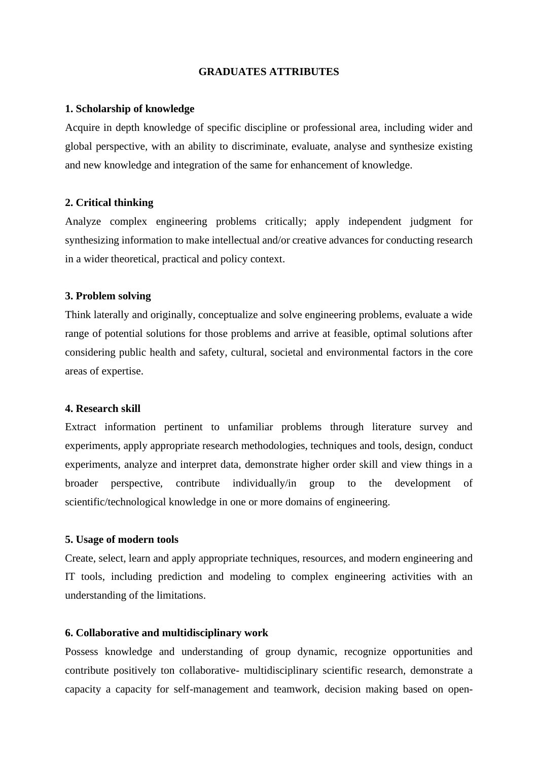# GRADUATES ATTRIBUTES

**1. Scholarship of knowledge**

Acquire in depth knowledge of specific discipline or professional area, including wider and global perspective, with an ability to discriminate, evaluate, analyse and synthesize existing and new knowledge and integration of the same for enhancement of knowledge.

**2. Critical thinking**

Analyze complex engineering problems critically; apply independent judgment for synthesizing information to make intellectual and/or creative advances for conducting research in a wider theoretical, practical and policy context.

**3. Problem solving**

Think laterally and originally, conceptualize and solve engineering problems, evaluate a wide range of potential solutions for those problems and arrive at feasible, optimal solutions after considering public health and safety, cultural, societal and environmental factors in the core areas of expertise.

**4. Research skill**

Extract information pertinent to unfamiliar problems through literature survey and experiments, apply appropriate research methodologies, techniques and tools, design, conduct experiments, analyze and interpret data, demonstrate higher order skill and view things in a broader perspective, contribute individually/in group to the development of scientific/technological knowledge in one or more domains of engineering.

**5. Usage of modern tools**

Create, select, learn and apply appropriate techniques, resources, and modern engineering and IT tools, including prediction and modeling to complex engineering activities with an understanding of the limitations.

**6. Collaborative and multidisciplinary work**

Possess knowledge and understanding of group dynamic, recognize opportunities and contribute positively ton collaborative- multidisciplinary scientific research, demonstrate a capacity a capacity for self-management and teamwork, decision making based on open-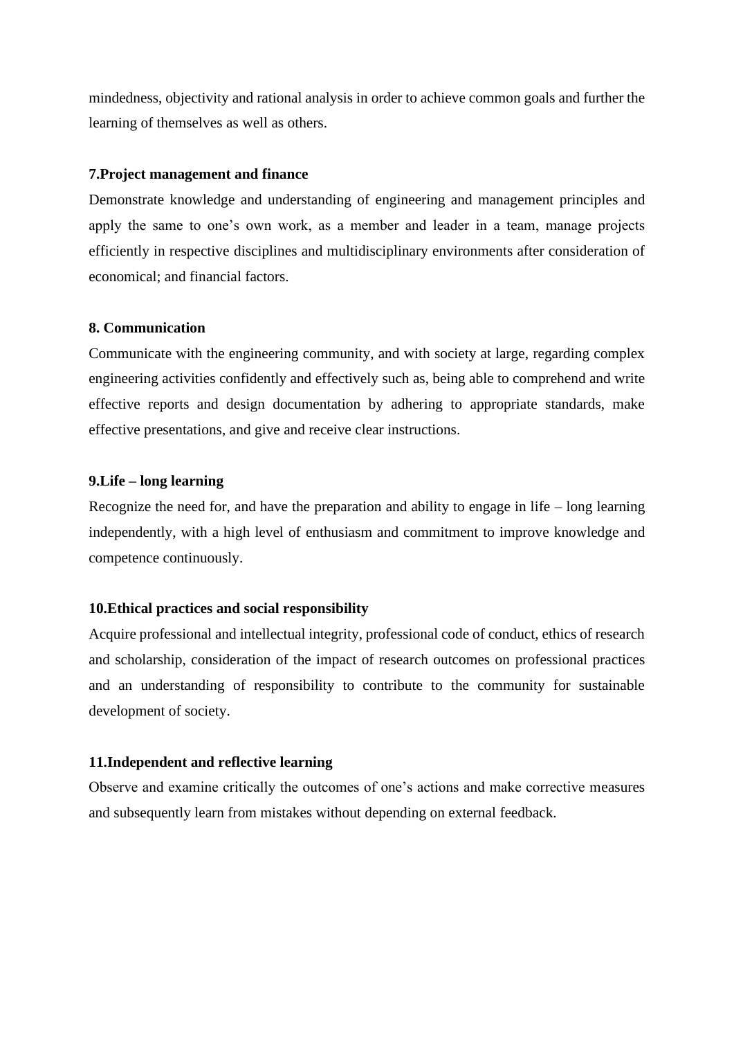mindedness, objectivity and rational analysis in order to achieve common goals and further the learning of themselves as well as others.

**7.Project management and finance**

Demonstrate knowledge and understanding of engineering and management principles and apply the same to one's own work, as a member and leader in a team, manage projects efficiently in respective disciplines and multidisciplinary environments after consideration of economical; and financial factors.

**8. Communication**

Communicate with the engineering community, and with society at large, regarding complex engineering activities confidently and effectively such as, being able to comprehend and write effective reports and design documentation by adhering to appropriate standards, make effective presentations, and give and receive clear instructions.

**9.Life – long learning**

Recognize the need for, and have the preparation and ability to engage in life – long learning independently, with a high level of enthusiasm and commitment to improve knowledge and competence continuously.

**10.Ethical practices and social responsibility**

Acquire professional and intellectual integrity, professional code of conduct, ethics of research and scholarship, consideration of the impact of research outcomes on professional practices and an understanding of responsibility to contribute to the community for sustainable development of society.

**11.Independent and reflective learning**

Observe and examine critically the outcomes of one's actions and make corrective measures and subsequently learn from mistakes without depending on external feedback.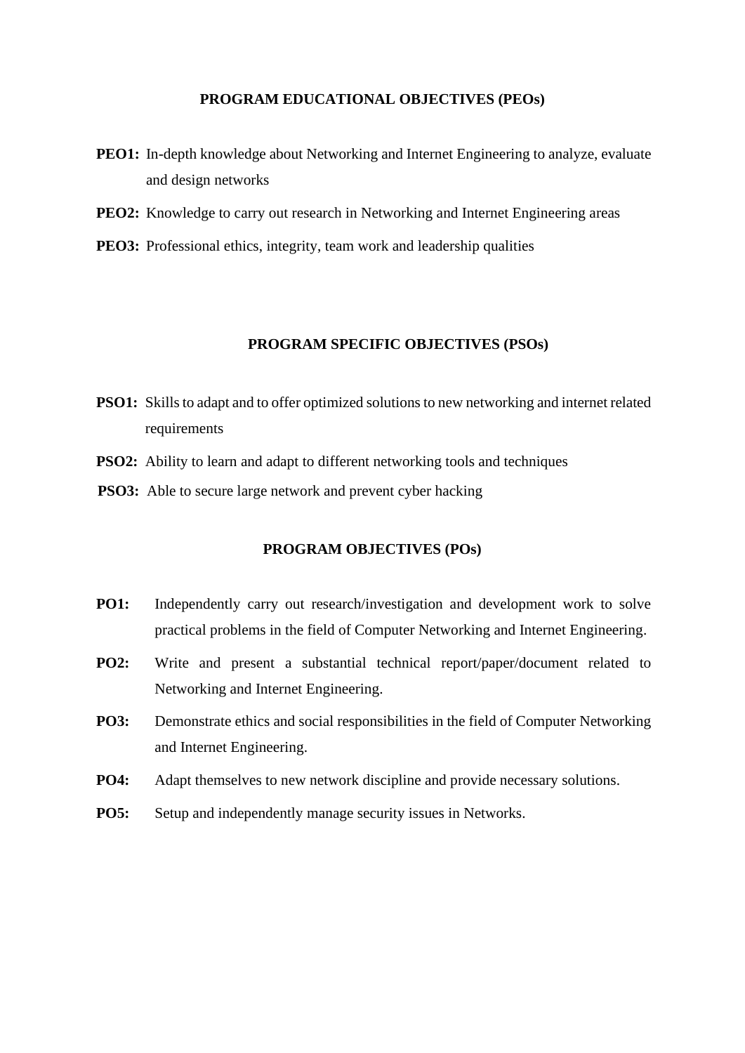## PROGRAM EDUCATIONAL OBJECTIVES (PEOs)

**PEO1:** In-depth knowledge about Networking and Internet Engineering to analyze, evaluate and design networks

**PEO2:** Knowledge to carry out research in Networking and Internet Engineering areas

**PEO3:** Professional ethics, integrity, team work and leadership qualities

## PROGRAM SPECIFIC OBJECTIVES (PSOs)

**PSO1:** Skills to adapt and to offer optimized solutions to new networking and internet related requirements

**PSO2:** Ability to learn and adapt to different networking tools and techniques

**PSO3:** Able to secure large network and prevent cyber hacking

## PROGRAM OBJECTIVES (POs)

**PO1:** Independently carry out research/investigation and development work to solve practical problems in the field of Computer Networking and Internet Engineering.

**PO2:** Write and present a substantial technical report/paper/document related to Networking and Internet Engineering.

**PO3:** Demonstrate ethics and social responsibilities in the field of Computer Networking and Internet Engineering.

**PO4:** Adapt themselves to new network discipline and provide necessary solutions.

**PO5:** Setup and independently manage security issues in Networks.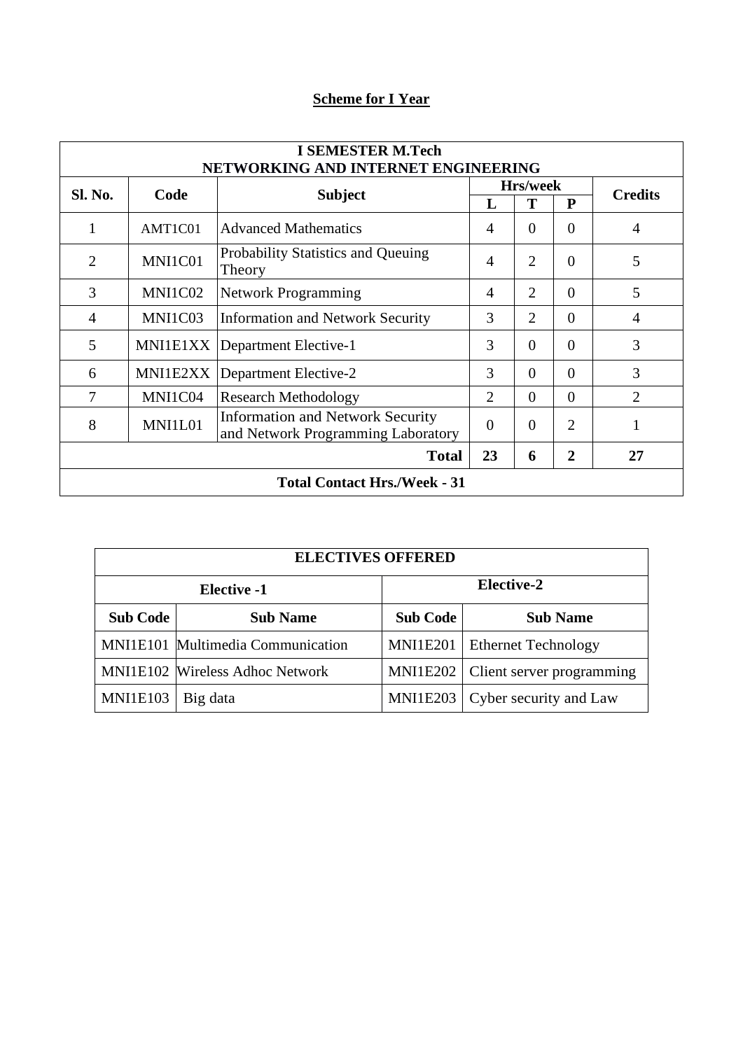## Scheme for I Year

| I SEMESTER M.Tech NETWORKING AND INTERNET ENGINEERING | | | | | | |
|---|---|---|---|---|---|---|
| **Sl. No.** | **Code** | **Subject** | **Hrs/week** | | | **Credits** |
| | | | **L** | **T** | **P** | |
| 1 | AMT1C01 | Advanced Mathematics | 4 | 0 | 0 | 4 |
| 2 | MNI1C01 | Probability Statistics and Queuing Theory | 4 | 2 | 0 | 5 |
| 3 | MNI1C02 | Network Programming | 4 | 2 | 0 | 5 |
| 4 | MNI1C03 | Information and Network Security | 3 | 2 | 0 | 4 |
| 5 | MNI1E1XX | Department Elective-1 | 3 | 0 | 0 | 3 |
| 6 | MNI1E2XX | Department Elective-2 | 3 | 0 | 0 | 3 |
| 7 | MNI1C04 | Research Methodology | 2 | 0 | 0 | 2 |
| 8 | MNI1L01 | Information and Network Security and Network Programming Laboratory | 0 | 0 | 2 | 1 |
| | | **Total** | **23** | **6** | **2** | **27** |
| **Total Contact Hrs./Week - 31** | | | | | | |

| ELECTIVES OFFERED | | | |
|---|---|---|---|
| **Elective -1** | | **Elective-2** | |
| **Sub Code** | **Sub Name** | **Sub Code** | **Sub Name** |
| MNI1E101 | Multimedia Communication | MNI1E201 | Ethernet Technology |
| MNI1E102 | Wireless Adhoc Network | MNI1E202 | Client server programming |
| MNI1E103 | Big data | MNI1E203 | Cyber security and Law |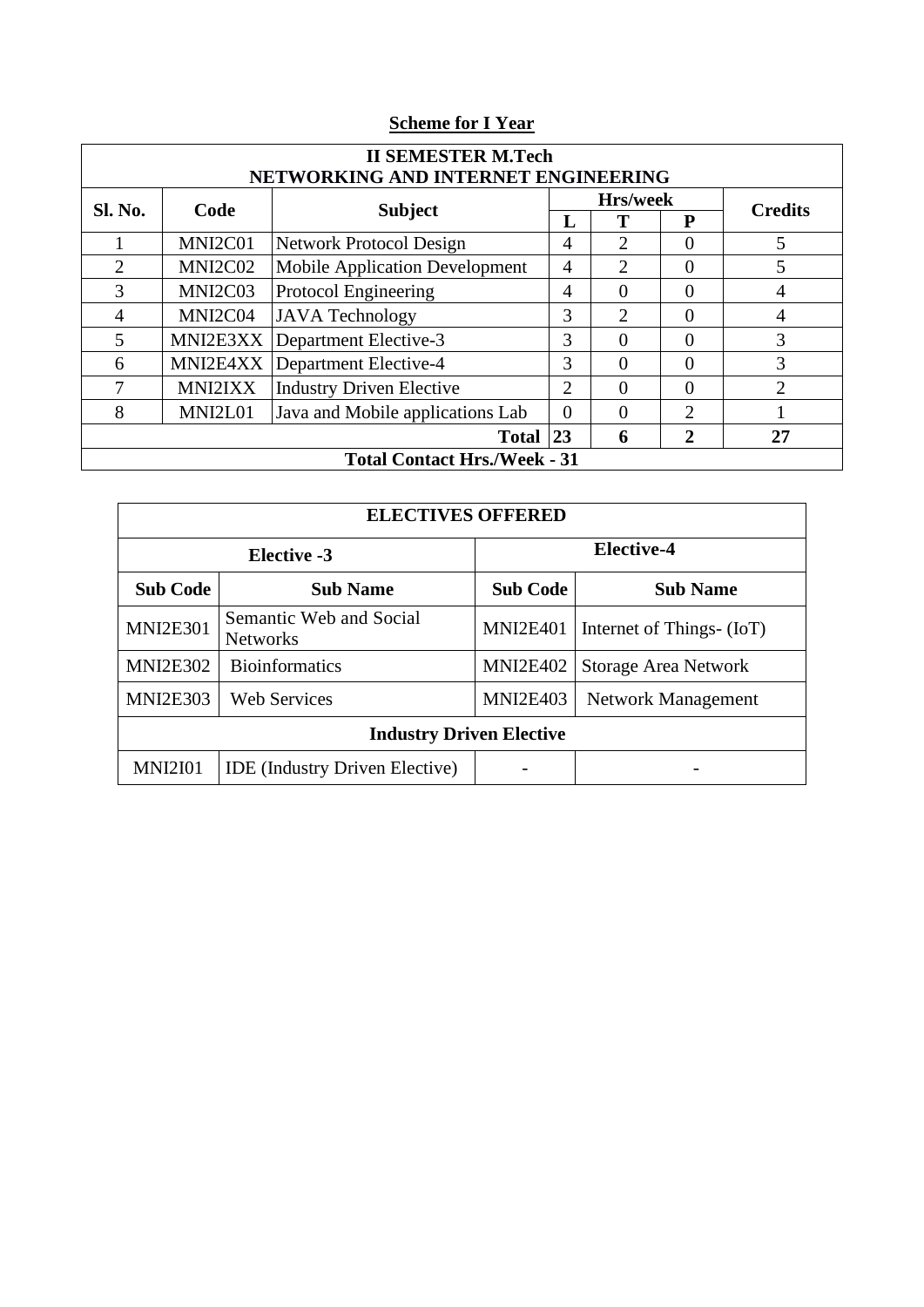## Scheme for I Year

| **II SEMESTER M.Tech NETWORKING AND INTERNET ENGINEERING** | | | | | | |
|---|---|---|---|---|---|---|
| **Sl. No.** | **Code** | **Subject** | **Hrs/week** | | | **Credits** |
| | | | **L** | **T** | **P** | |
| 1 | MNI2C01 | Network Protocol Design | 4 | 2 | 0 | 5 |
| 2 | MNI2C02 | Mobile Application Development | 4 | 2 | 0 | 5 |
| 3 | MNI2C03 | Protocol Engineering | 4 | 0 | 0 | 4 |
| 4 | MNI2C04 | JAVA Technology | 3 | 2 | 0 | 4 |
| 5 | MNI2E3XX | Department Elective-3 | 3 | 0 | 0 | 3 |
| 6 | MNI2E4XX | Department Elective-4 | 3 | 0 | 0 | 3 |
| 7 | MNI2IXX | Industry Driven Elective | 2 | 0 | 0 | 2 |
| 8 | MNI2L01 | Java and Mobile applications Lab | 0 | 0 | 2 | 1 |
| | | **Total** | **23** | **6** | **2** | **27** |
| **Total Contact Hrs./Week - 31** | | | | | | |

| **ELECTIVES OFFERED** | | | |
|---|---|---|---|
| **Elective -3** | | **Elective-4** | |
| **Sub Code** | **Sub Name** | **Sub Code** | **Sub Name** |
| MNI2E301 | Semantic Web and Social Networks | MNI2E401 | Internet of Things- (IoT) |
| MNI2E302 | Bioinformatics | MNI2E402 | Storage Area Network |
| MNI2E303 | Web Services | MNI2E403 | Network Management |
| **Industry Driven Elective** | | | |
| MNI2I01 | IDE (Industry Driven Elective) | - | - |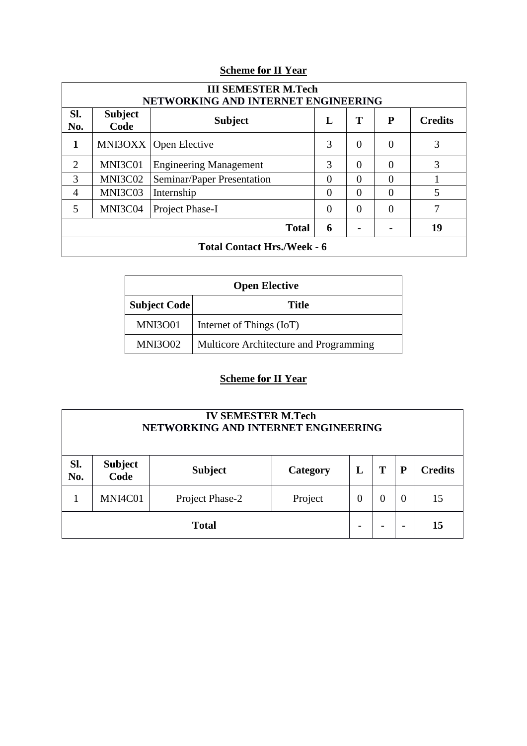## Scheme for II Year

| III SEMESTER M.Tech NETWORKING AND INTERNET ENGINEERING | | | | | | |
|---|---|---|---|---|---|---|
| **Sl. No.** | **Subject Code** | **Subject** | **L** | **T** | **P** | **Credits** |
| **1** | MNI3OXX | Open Elective | 3 | 0 | 0 | 3 |
| 2 | MNI3C01 | Engineering Management | 3 | 0 | 0 | 3 |
| 3 | MNI3C02 | Seminar/Paper Presentation | 0 | 0 | 0 | 1 |
| 4 | MNI3C03 | Internship | 0 | 0 | 0 | 5 |
| 5 | MNI3C04 | Project Phase-I | 0 | 0 | 0 | 7 |
| | | **Total** | **6** | **-** | **-** | **19** |
| **Total Contact Hrs./Week - 6** | | | | | | |

| Open Elective | |
|---|---|
| **Subject Code** | **Title** |
| MNI3O01 | Internet of Things (IoT) |
| MNI3O02 | Multicore Architecture and Programming |

## Scheme for II Year

| IV SEMESTER M.Tech NETWORKING AND INTERNET ENGINEERING | | | | | | | |
|---|---|---|---|---|---|---|---|
| **Sl. No.** | **Subject Code** | **Subject** | **Category** | **L** | **T** | **P** | **Credits** |
| 1 | MNI4C01 | Project Phase-2 | Project | 0 | 0 | 0 | 15 |
| **Total** | | | | **-** | **-** | **-** | **15** |